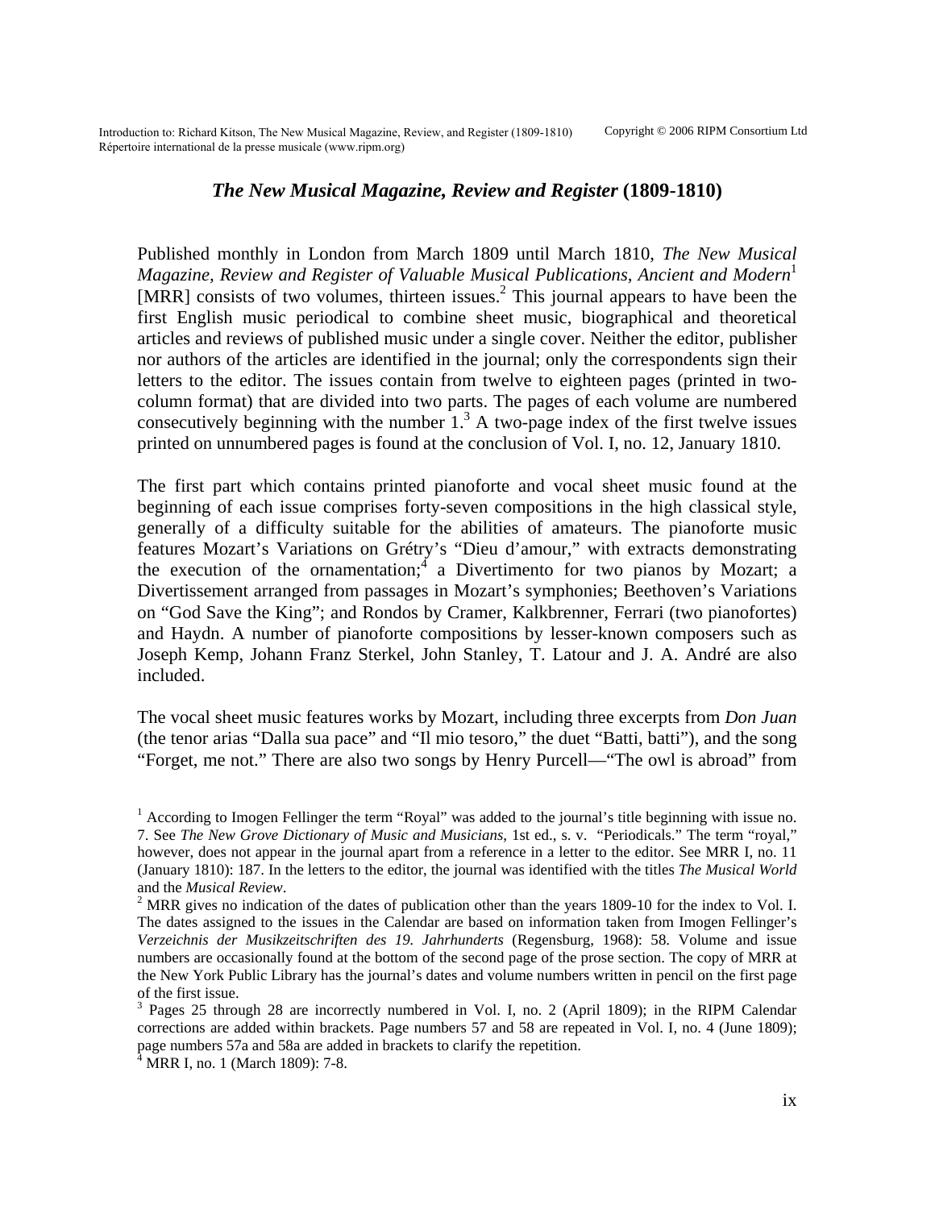# *The New Musical Magazine, Review and Register* (1809-1810)

Published monthly in London from March 1809 until March 1810, *The New Musical Magazine, Review and Register of Valuable Musical Publications, Ancient and Modern*[1] [MRR] consists of two volumes, thirteen issues.[2] This journal appears to have been the first English music periodical to combine sheet music, biographical and theoretical articles and reviews of published music under a single cover. Neither the editor, publisher nor authors of the articles are identified in the journal; only the correspondents sign their letters to the editor. The issues contain from twelve to eighteen pages (printed in two-column format) that are divided into two parts. The pages of each volume are numbered consecutively beginning with the number 1.[3] A two-page index of the first twelve issues printed on unnumbered pages is found at the conclusion of Vol. I, no. 12, January 1810.

The first part which contains printed pianoforte and vocal sheet music found at the beginning of each issue comprises forty-seven compositions in the high classical style, generally of a difficulty suitable for the abilities of amateurs. The pianoforte music features Mozart's Variations on Grétry's "Dieu d'amour," with extracts demonstrating the execution of the ornamentation;[4] a Divertimento for two pianos by Mozart; a Divertissement arranged from passages in Mozart's symphonies; Beethoven's Variations on "God Save the King"; and Rondos by Cramer, Kalkbrenner, Ferrari (two pianofortes) and Haydn. A number of pianoforte compositions by lesser-known composers such as Joseph Kemp, Johann Franz Sterkel, John Stanley, T. Latour and J. A. André are also included.

The vocal sheet music features works by Mozart, including three excerpts from *Don Juan* (the tenor arias "Dalla sua pace" and "Il mio tesoro," the duet "Batti, batti"), and the song "Forget, me not." There are also two songs by Henry Purcell—"The owl is abroad" from

---

[1] According to Imogen Fellinger the term "Royal" was added to the journal's title beginning with issue no. 7. See *The New Grove Dictionary of Music and Musicians*, 1st ed., s. v. "Periodicals." The term "royal," however, does not appear in the journal apart from a reference in a letter to the editor. See MRR I, no. 11 (January 1810): 187. In the letters to the editor, the journal was identified with the titles *The Musical World* and the *Musical Review*.

[2] MRR gives no indication of the dates of publication other than the years 1809-10 for the index to Vol. I. The dates assigned to the issues in the Calendar are based on information taken from Imogen Fellinger's *Verzeichnis der Musikzeitschriften des 19. Jahrhunderts* (Regensburg, 1968): 58. Volume and issue numbers are occasionally found at the bottom of the second page of the prose section. The copy of MRR at the New York Public Library has the journal's dates and volume numbers written in pencil on the first page of the first issue.

[3] Pages 25 through 28 are incorrectly numbered in Vol. I, no. 2 (April 1809); in the RIPM Calendar corrections are added within brackets. Page numbers 57 and 58 are repeated in Vol. I, no. 4 (June 1809); page numbers 57a and 58a are added in brackets to clarify the repetition.

[4] MRR I, no. 1 (March 1809): 7-8.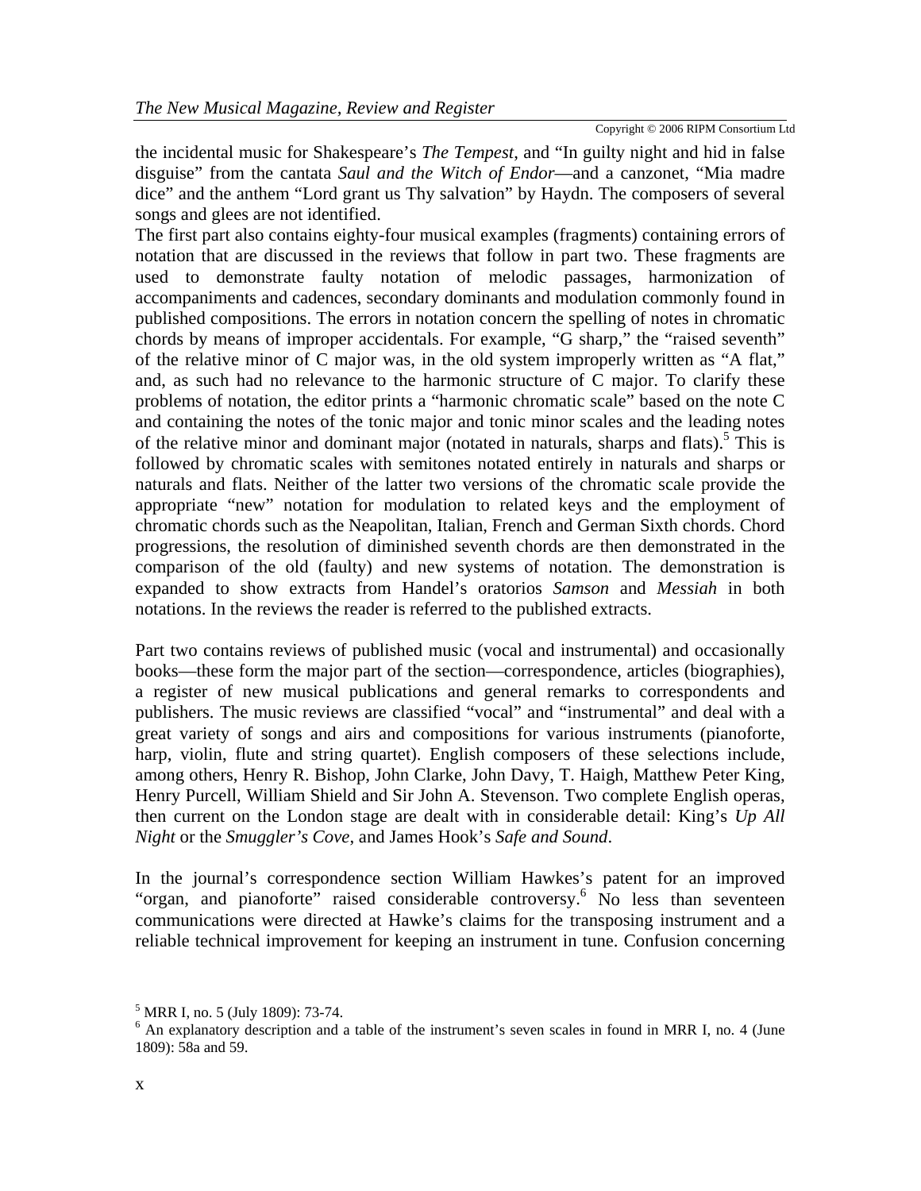the incidental music for Shakespeare's *The Tempest*, and "In guilty night and hid in false disguise" from the cantata *Saul and the Witch of Endor*—and a canzonet, "Mia madre dice" and the anthem "Lord grant us Thy salvation" by Haydn. The composers of several songs and glees are not identified.

The first part also contains eighty-four musical examples (fragments) containing errors of notation that are discussed in the reviews that follow in part two. These fragments are used to demonstrate faulty notation of melodic passages, harmonization of accompaniments and cadences, secondary dominants and modulation commonly found in published compositions. The errors in notation concern the spelling of notes in chromatic chords by means of improper accidentals. For example, "G sharp," the "raised seventh" of the relative minor of C major was, in the old system improperly written as "A flat," and, as such had no relevance to the harmonic structure of C major. To clarify these problems of notation, the editor prints a "harmonic chromatic scale" based on the note C and containing the notes of the tonic major and tonic minor scales and the leading notes of the relative minor and dominant major (notated in naturals, sharps and flats).[5] This is followed by chromatic scales with semitones notated entirely in naturals and sharps or naturals and flats. Neither of the latter two versions of the chromatic scale provide the appropriate "new" notation for modulation to related keys and the employment of chromatic chords such as the Neapolitan, Italian, French and German Sixth chords. Chord progressions, the resolution of diminished seventh chords are then demonstrated in the comparison of the old (faulty) and new systems of notation. The demonstration is expanded to show extracts from Handel's oratorios *Samson* and *Messiah* in both notations. In the reviews the reader is referred to the published extracts.

Part two contains reviews of published music (vocal and instrumental) and occasionally books—these form the major part of the section—correspondence, articles (biographies), a register of new musical publications and general remarks to correspondents and publishers. The music reviews are classified "vocal" and "instrumental" and deal with a great variety of songs and airs and compositions for various instruments (pianoforte, harp, violin, flute and string quartet). English composers of these selections include, among others, Henry R. Bishop, John Clarke, John Davy, T. Haigh, Matthew Peter King, Henry Purcell, William Shield and Sir John A. Stevenson. Two complete English operas, then current on the London stage are dealt with in considerable detail: King's *Up All Night* or the *Smuggler's Cove*, and James Hook's *Safe and Sound*.

In the journal's correspondence section William Hawkes's patent for an improved "organ, and pianoforte" raised considerable controversy.[6] No less than seventeen communications were directed at Hawke's claims for the transposing instrument and a reliable technical improvement for keeping an instrument in tune. Confusion concerning

---

[5] MRR I, no. 5 (July 1809): 73-74.

[6] An explanatory description and a table of the instrument's seven scales in found in MRR I, no. 4 (June 1809): 58a and 59.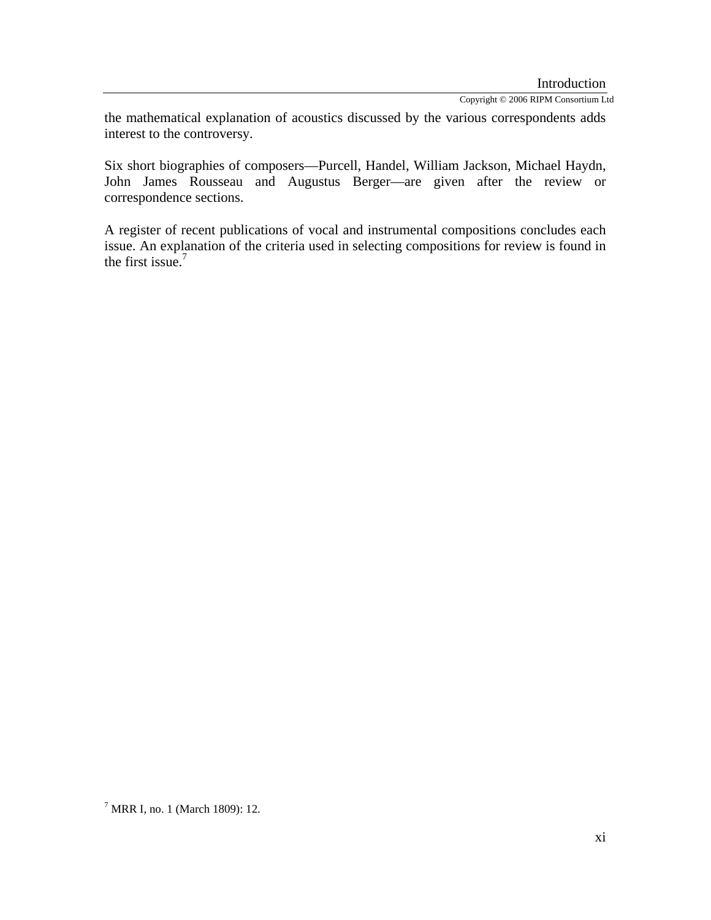the mathematical explanation of acoustics discussed by the various correspondents adds interest to the controversy.

Six short biographies of composers—Purcell, Handel, William Jackson, Michael Haydn, John James Rousseau and Augustus Berger—are given after the review or correspondence sections.

A register of recent publications of vocal and instrumental compositions concludes each issue. An explanation of the criteria used in selecting compositions for review is found in the first issue.[7]

[7] MRR I, no. 1 (March 1809): 12.